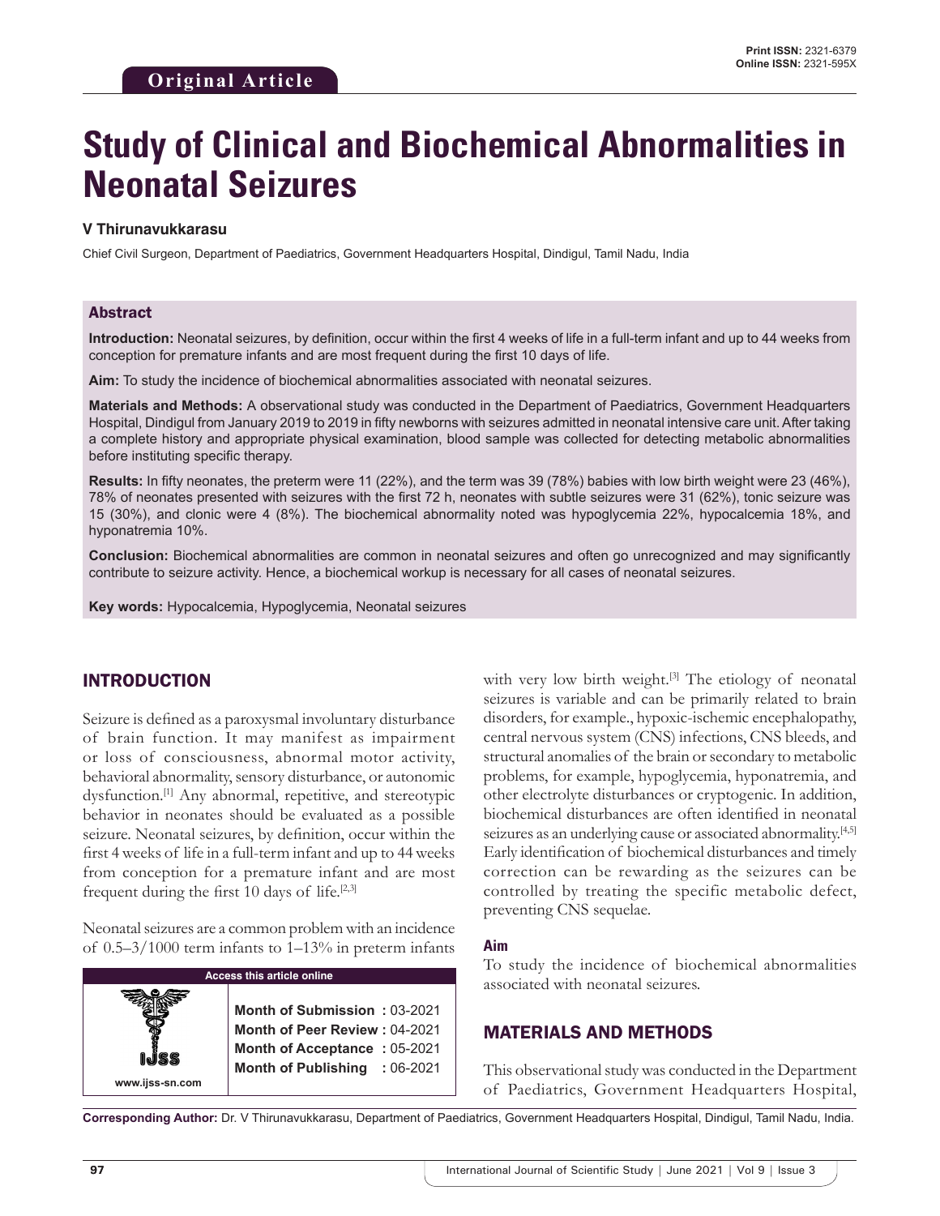**Original Article**

Print ISSN: 2321-6379
Online ISSN: 2321-595X

# Study of Clinical and Biochemical Abnormalities in Neonatal Seizures

**V Thirunavukkarasu**

Chief Civil Surgeon, Department of Paediatrics, Government Headquarters Hospital, Dindigul, Tamil Nadu, India

## Abstract

**Introduction:** Neonatal seizures, by definition, occur within the first 4 weeks of life in a full-term infant and up to 44 weeks from conception for premature infants and are most frequent during the first 10 days of life.

**Aim:** To study the incidence of biochemical abnormalities associated with neonatal seizures.

**Materials and Methods:** A observational study was conducted in the Department of Paediatrics, Government Headquarters Hospital, Dindigul from January 2019 to 2019 in fifty newborns with seizures admitted in neonatal intensive care unit. After taking a complete history and appropriate physical examination, blood sample was collected for detecting metabolic abnormalities before instituting specific therapy.

**Results:** In fifty neonates, the preterm were 11 (22%), and the term was 39 (78%) babies with low birth weight were 23 (46%), 78% of neonates presented with seizures with the first 72 h, neonates with subtle seizures were 31 (62%), tonic seizure was 15 (30%), and clonic were 4 (8%). The biochemical abnormality noted was hypoglycemia 22%, hypocalcemia 18%, and hyponatremia 10%.

**Conclusion:** Biochemical abnormalities are common in neonatal seizures and often go unrecognized and may significantly contribute to seizure activity. Hence, a biochemical workup is necessary for all cases of neonatal seizures.

**Key words:** Hypocalcemia, Hypoglycemia, Neonatal seizures

## INTRODUCTION

Seizure is defined as a paroxysmal involuntary disturbance of brain function. It may manifest as impairment or loss of consciousness, abnormal motor activity, behavioral abnormality, sensory disturbance, or autonomic dysfunction.[1] Any abnormal, repetitive, and stereotypic behavior in neonates should be evaluated as a possible seizure. Neonatal seizures, by definition, occur within the first 4 weeks of life in a full-term infant and up to 44 weeks from conception for a premature infant and are most frequent during the first 10 days of life.[2,3]

Neonatal seizures are a common problem with an incidence of 0.5–3/1000 term infants to 1–13% in preterm infants with very low birth weight.[3] The etiology of neonatal seizures is variable and can be primarily related to brain disorders, for example., hypoxic-ischemic encephalopathy, central nervous system (CNS) infections, CNS bleeds, and structural anomalies of the brain or secondary to metabolic problems, for example, hypoglycemia, hyponatremia, and other electrolyte disturbances or cryptogenic. In addition, biochemical disturbances are often identified in neonatal seizures as an underlying cause or associated abnormality.[4,5] Early identification of biochemical disturbances and timely correction can be rewarding as the seizures can be controlled by treating the specific metabolic defect, preventing CNS sequelae.

| Access this article online | |
|---|---|
| www.ijss-sn.com | **Month of Submission** : 03-2021<br>**Month of Peer Review** : 04-2021<br>**Month of Acceptance** : 05-2021<br>**Month of Publishing** : 06-2021 |

### Aim

To study the incidence of biochemical abnormalities associated with neonatal seizures.

## MATERIALS AND METHODS

This observational study was conducted in the Department of Paediatrics, Government Headquarters Hospital,

**Corresponding Author:** Dr. V Thirunavukkarasu, Department of Paediatrics, Government Headquarters Hospital, Dindigul, Tamil Nadu, India.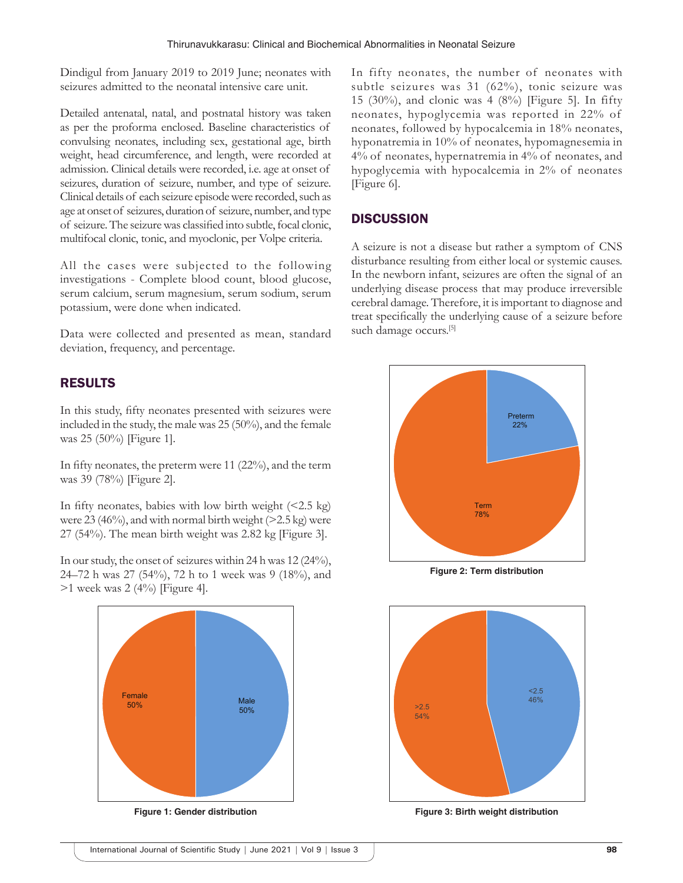Dindigul from January 2019 to 2019 June; neonates with seizures admitted to the neonatal intensive care unit.

Detailed antenatal, natal, and postnatal history was taken as per the proforma enclosed. Baseline characteristics of convulsing neonates, including sex, gestational age, birth weight, head circumference, and length, were recorded at admission. Clinical details were recorded, i.e. age at onset of seizures, duration of seizure, number, and type of seizure. Clinical details of each seizure episode were recorded, such as age at onset of seizures, duration of seizure, number, and type of seizure. The seizure was classified into subtle, focal clonic, multifocal clonic, tonic, and myoclonic, per Volpe criteria.

All the cases were subjected to the following investigations - Complete blood count, blood glucose, serum calcium, serum magnesium, serum sodium, serum potassium, were done when indicated.

Data were collected and presented as mean, standard deviation, frequency, and percentage.

## RESULTS

In this study, fifty neonates presented with seizures were included in the study, the male was 25 (50%), and the female was 25 (50%) [Figure 1].

In fifty neonates, the preterm were 11 (22%), and the term was 39 (78%) [Figure 2].

In fifty neonates, babies with low birth weight (<2.5 kg) were 23 (46%), and with normal birth weight (>2.5 kg) were 27 (54%). The mean birth weight was 2.82 kg [Figure 3].

In our study, the onset of seizures within 24 h was 12 (24%), 24–72 h was 27 (54%), 72 h to 1 week was 9 (18%), and >1 week was 2 (4%) [Figure 4].

Figure 1: Gender distribution

In fifty neonates, the number of neonates with subtle seizures was 31 (62%), tonic seizure was 15 (30%), and clonic was 4 (8%) [Figure 5]. In fifty neonates, hypoglycemia was reported in 22% of neonates, followed by hypocalcemia in 18% neonates, hyponatremia in 10% of neonates, hypomagnesemia in 4% of neonates, hypernatremia in 4% of neonates, and hypoglycemia with hypocalcemia in 2% of neonates [Figure 6].

## DISCUSSION

A seizure is not a disease but rather a symptom of CNS disturbance resulting from either local or systemic causes. In the newborn infant, seizures are often the signal of an underlying disease process that may produce irreversible cerebral damage. Therefore, it is important to diagnose and treat specifically the underlying cause of a seizure before such damage occurs.[5]

Figure 2: Term distribution

Figure 3: Birth weight distribution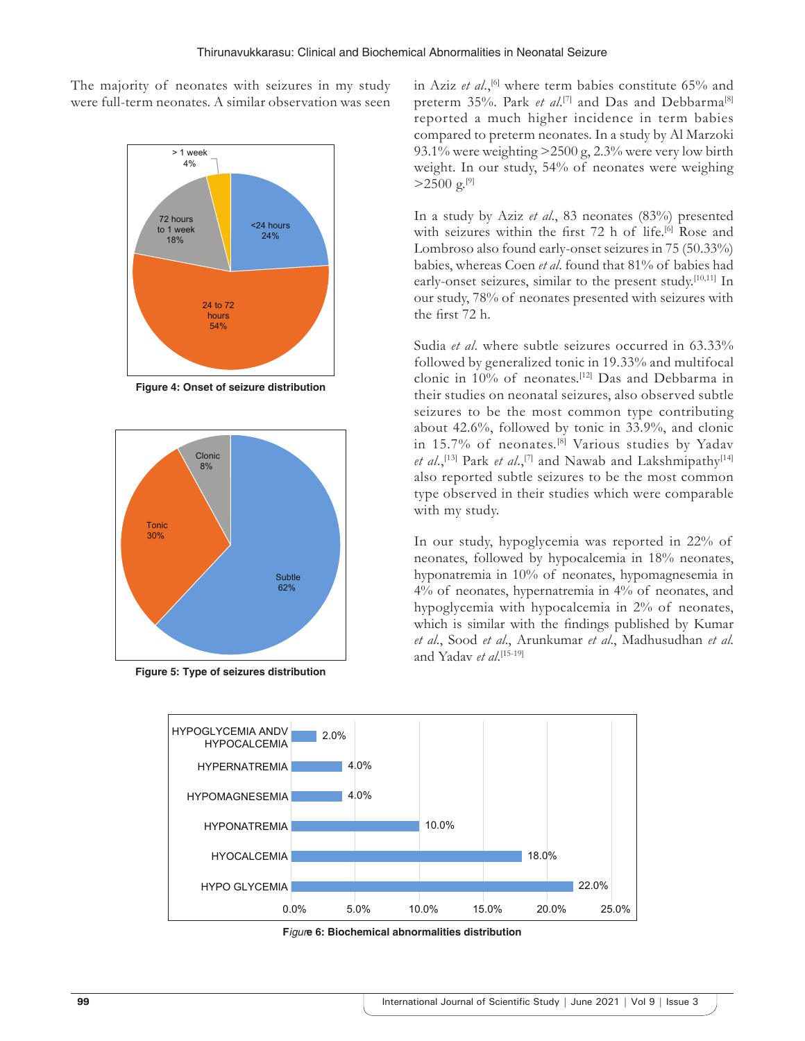The majority of neonates with seizures in my study were full-term neonates. A similar observation was seen in Aziz *et al.*,[6] where term babies constitute 65% and preterm 35%. Park *et al.*[7] and Das and Debbarma[8] reported a much higher incidence in term babies compared to preterm neonates. In a study by Al Marzoki 93.1% were weighting >2500 g, 2.3% were very low birth weight. In our study, 54% of neonates were weighing >2500 g.[9]

In a study by Aziz *et al.*, 83 neonates (83%) presented with seizures within the first 72 h of life.[6] Rose and Lombroso also found early-onset seizures in 75 (50.33%) babies, whereas Coen *et al.* found that 81% of babies had early-onset seizures, similar to the present study.[10,11] In our study, 78% of neonates presented with seizures with the first 72 h.

Sudia *et al.* where subtle seizures occurred in 63.33% followed by generalized tonic in 19.33% and multifocal clonic in 10% of neonates.[12] Das and Debbarma in their studies on neonatal seizures, also observed subtle seizures to be the most common type contributing about 42.6%, followed by tonic in 33.9%, and clonic in 15.7% of neonates.[8] Various studies by Yadav *et al.*,[13] Park *et al.*,[7] and Nawab and Lakshmipathy[14] also reported subtle seizures to be the most common type observed in their studies which were comparable with my study.

In our study, hypoglycemia was reported in 22% of neonates, followed by hypocalcemia in 18% neonates, hyponatremia in 10% of neonates, hypomagnesemia in 4% of neonates, hypernatremia in 4% of neonates, and hypoglycemia with hypocalcemia in 2% of neonates, which is similar with the findings published by Kumar *et al.*, Sood *et al.*, Arunkumar *et al.*, Madhusudhan *et al.* and Yadav *et al.*[15-19]

**Figure 4: Onset of seizure distribution**

**Figure 5: Type of seizures distribution**

**Figure 6: Biochemical abnormalities distribution**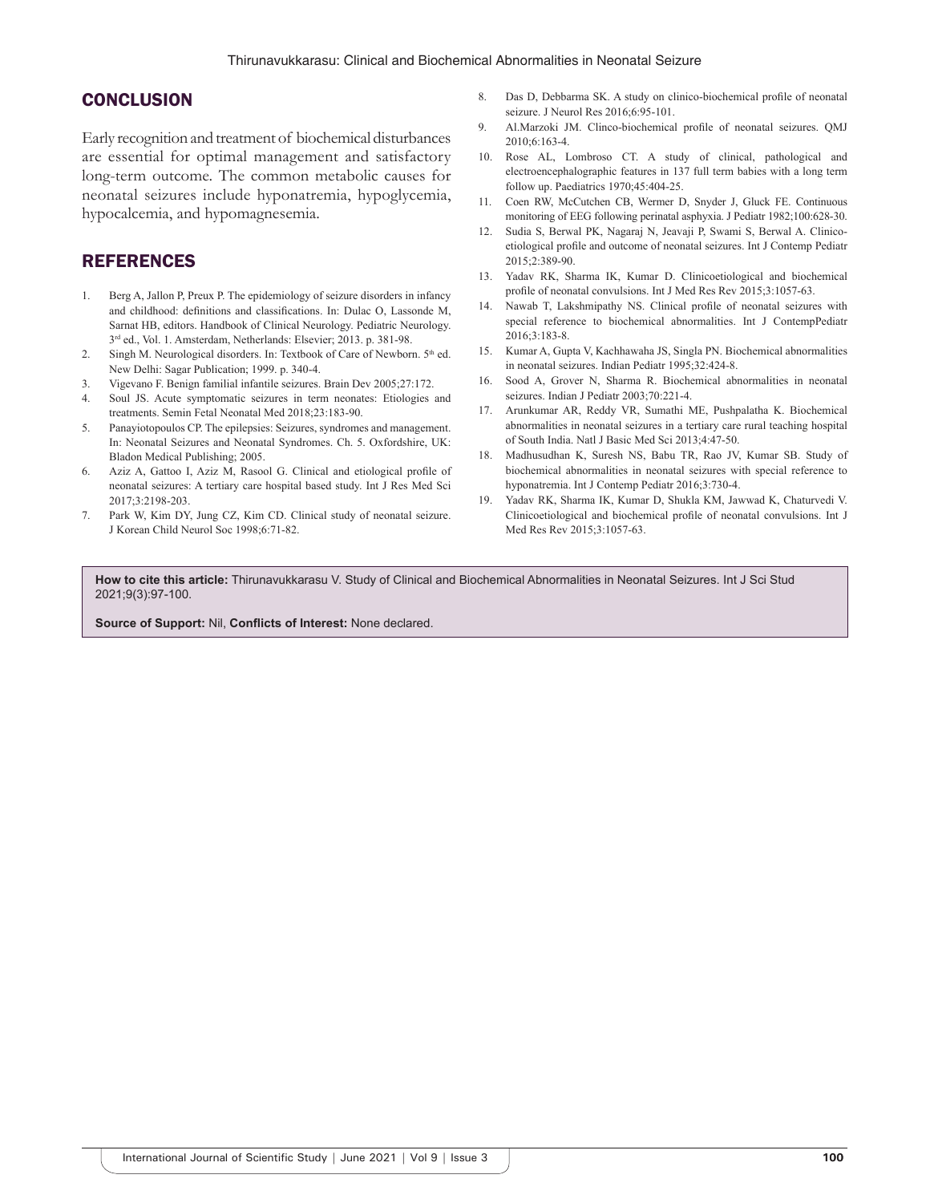## CONCLUSION

Early recognition and treatment of biochemical disturbances are essential for optimal management and satisfactory long-term outcome. The common metabolic causes for neonatal seizures include hyponatremia, hypoglycemia, hypocalcemia, and hypomagnesemia.

## REFERENCES

1. Berg A, Jallon P, Preux P. The epidemiology of seizure disorders in infancy and childhood: definitions and classifications. In: Dulac O, Lassonde M, Sarnat HB, editors. Handbook of Clinical Neurology. Pediatric Neurology. 3rd ed., Vol. 1. Amsterdam, Netherlands: Elsevier; 2013. p. 381-98.
2. Singh M. Neurological disorders. In: Textbook of Care of Newborn. 5th ed. New Delhi: Sagar Publication; 1999. p. 340-4.
3. Vigevano F. Benign familial infantile seizures. Brain Dev 2005;27:172.
4. Soul JS. Acute symptomatic seizures in term neonates: Etiologies and treatments. Semin Fetal Neonatal Med 2018;23:183-90.
5. Panayiotopoulos CP. The epilepsies: Seizures, syndromes and management. In: Neonatal Seizures and Neonatal Syndromes. Ch. 5. Oxfordshire, UK: Bladon Medical Publishing; 2005.
6. Aziz A, Gattoo I, Aziz M, Rasool G. Clinical and etiological profile of neonatal seizures: A tertiary care hospital based study. Int J Res Med Sci 2017;3:2198-203.
7. Park W, Kim DY, Jung CZ, Kim CD. Clinical study of neonatal seizure. J Korean Child Neurol Soc 1998;6:71-82.
8. Das D, Debbarma SK. A study on clinico-biochemical profile of neonatal seizure. J Neurol Res 2016;6:95-101.
9. Al.Marzoki JM. Clinco-biochemical profile of neonatal seizures. QMJ 2010;6:163-4.
10. Rose AL, Lombroso CT. A study of clinical, pathological and electroencephalographic features in 137 full term babies with a long term follow up. Paediatrics 1970;45:404-25.
11. Coen RW, McCutchen CB, Wermer D, Snyder J, Gluck FE. Continuous monitoring of EEG following perinatal asphyxia. J Pediatr 1982;100:628-30.
12. Sudia S, Berwal PK, Nagaraj N, Jeavaji P, Swami S, Berwal A. Clinico-etiological profile and outcome of neonatal seizures. Int J Contemp Pediatr 2015;2:389-90.
13. Yadav RK, Sharma IK, Kumar D. Clinicoetiological and biochemical profile of neonatal convulsions. Int J Med Res Rev 2015;3:1057-63.
14. Nawab T, Lakshmipathy NS. Clinical profile of neonatal seizures with special reference to biochemical abnormalities. Int J ContempPediatr 2016;3:183-8.
15. Kumar A, Gupta V, Kachhawaha JS, Singla PN. Biochemical abnormalities in neonatal seizures. Indian Pediatr 1995;32:424-8.
16. Sood A, Grover N, Sharma R. Biochemical abnormalities in neonatal seizures. Indian J Pediatr 2003;70:221-4.
17. Arunkumar AR, Reddy VR, Sumathi ME, Pushpalatha K. Biochemical abnormalities in neonatal seizures in a tertiary care rural teaching hospital of South India. Natl J Basic Med Sci 2013;4:47-50.
18. Madhusudhan K, Suresh NS, Babu TR, Rao JV, Kumar SB. Study of biochemical abnormalities in neonatal seizures with special reference to hyponatremia. Int J Contemp Pediatr 2016;3:730-4.
19. Yadav RK, Sharma IK, Kumar D, Shukla KM, Jawwad K, Chaturvedi V. Clinicoetiological and biochemical profile of neonatal convulsions. Int J Med Res Rev 2015;3:1057-63.

**How to cite this article:** Thirunavukkarasu V. Study of Clinical and Biochemical Abnormalities in Neonatal Seizures. Int J Sci Stud 2021;9(3):97-100.

**Source of Support:** Nil, **Conflicts of Interest:** None declared.